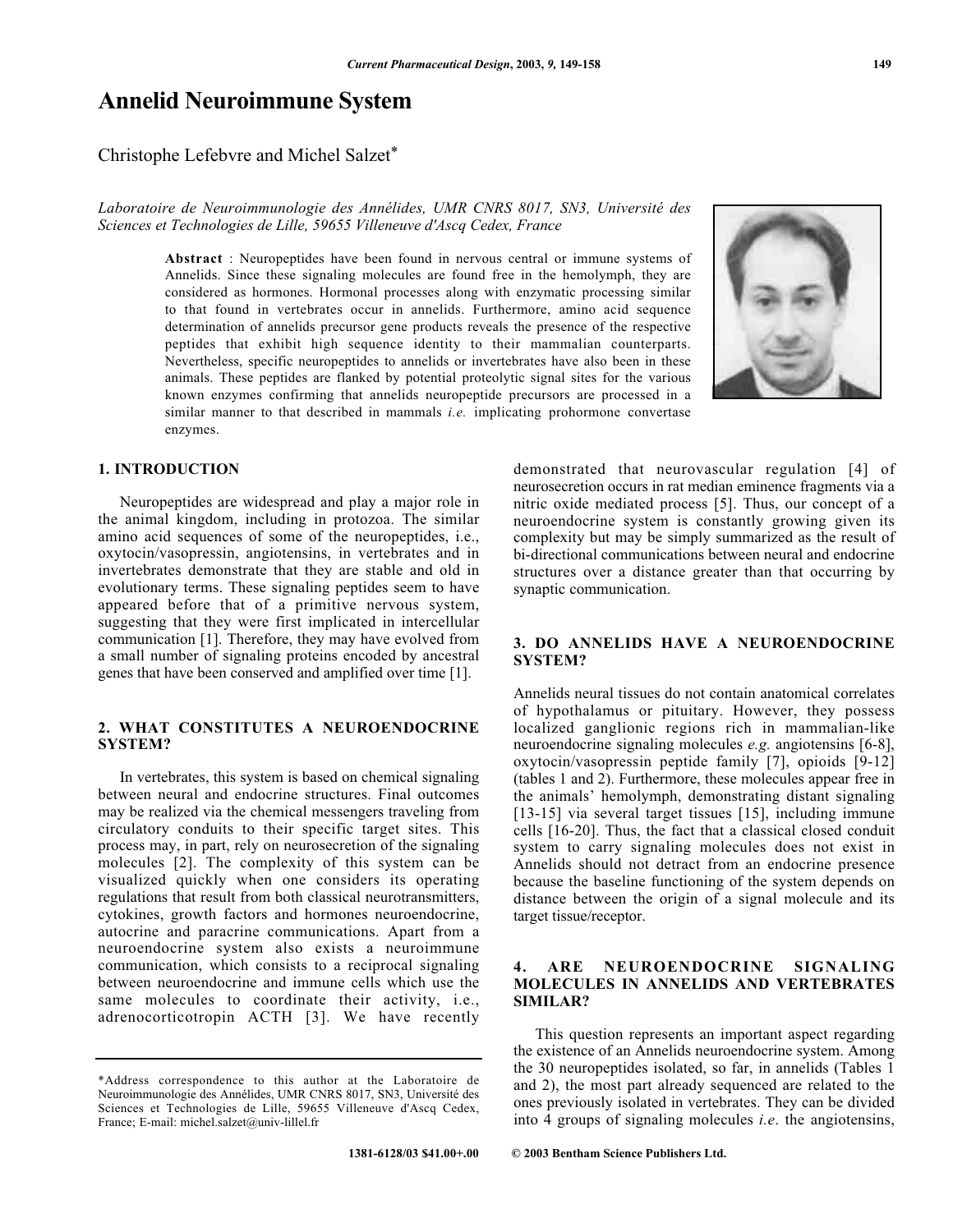# Annelid Neuroimmune System

Christophe Lefebvre and Michel Salzet*

*Laboratoire de Neuroimmunologie des Annélides, UMR CNRS 8017, SN3, Université des Sciences et Technologies de Lille, 59655 Villeneuve d'Ascq Cedex, France*

**Abstract** : Neuropeptides have been found in nervous central or immune systems of Annelids. Since these signaling molecules are found free in the hemolymph, they are considered as hormones. Hormonal processes along with enzymatic processing similar to that found in vertebrates occur in annelids. Furthermore, amino acid sequence determination of annelids precursor gene products reveals the presence of the respective peptides that exhibit high sequence identity to their mammalian counterparts. Nevertheless, specific neuropeptides to annelids or invertebrates have also been in these animals. These peptides are flanked by potential proteolytic signal sites for the various known enzymes confirming that annelids neuropeptide precursors are processed in a similar manner to that described in mammals *i.e.* implicating prohormone convertase enzymes.

## 1. INTRODUCTION

Neuropeptides are widespread and play a major role in the animal kingdom, including in protozoa. The similar amino acid sequences of some of the neuropeptides, i.e., oxytocin/vasopressin, angiotensins, in vertebrates and in invertebrates demonstrate that they are stable and old in evolutionary terms. These signaling peptides seem to have appeared before that of a primitive nervous system, suggesting that they were first implicated in intercellular communication [1]. Therefore, they may have evolved from a small number of signaling proteins encoded by ancestral genes that have been conserved and amplified over time [1].

## 2. WHAT CONSTITUTES A NEUROENDOCRINE SYSTEM?

In vertebrates, this system is based on chemical signaling between neural and endocrine structures. Final outcomes may be realized via the chemical messengers traveling from circulatory conduits to their specific target sites. This process may, in part, rely on neurosecretion of the signaling molecules [2]. The complexity of this system can be visualized quickly when one considers its operating regulations that result from both classical neurotransmitters, cytokines, growth factors and hormones neuroendocrine, autocrine and paracrine communications. Apart from a neuroendocrine system also exists a neuroimmune communication, which consists to a reciprocal signaling between neuroendocrine and immune cells which use the same molecules to coordinate their activity, i.e., adrenocorticotropin ACTH [3]. We have recently demonstrated that neurovascular regulation [4] of neurosecretion occurs in rat median eminence fragments via a nitric oxide mediated process [5]. Thus, our concept of a neuroendocrine system is constantly growing given its complexity but may be simply summarized as the result of bi-directional communications between neural and endocrine structures over a distance greater than that occurring by synaptic communication.

## 3. DO ANNELIDS HAVE A NEUROENDOCRINE SYSTEM?

Annelids neural tissues do not contain anatomical correlates of hypothalamus or pituitary. However, they possess localized ganglionic regions rich in mammalian-like neuroendocrine signaling molecules *e.g.* angiotensins [6-8], oxytocin/vasopressin peptide family [7], opioids [9-12] (tables 1 and 2). Furthermore, these molecules appear free in the animals' hemolymph, demonstrating distant signaling [13-15] via several target tissues [15], including immune cells [16-20]. Thus, the fact that a classical closed conduit system to carry signaling molecules does not exist in Annelids should not detract from an endocrine presence because the baseline functioning of the system depends on distance between the origin of a signal molecule and its target tissue/receptor.

## 4. ARE NEUROENDOCRINE SIGNALING MOLECULES IN ANNELIDS AND VERTEBRATES SIMILAR?

This question represents an important aspect regarding the existence of an Annelids neuroendocrine system. Among the 30 neuropeptides isolated, so far, in annelids (Tables 1 and 2), the most part already sequenced are related to the ones previously isolated in vertebrates. They can be divided into 4 groups of signaling molecules *i.e*. the angiotensins,

---

*Address correspondence to this author at the Laboratoire de Neuroimmunologie des Annélides, UMR CNRS 8017, SN3, Université des Sciences et Technologies de Lille, 59655 Villeneuve d'Ascq Cedex, France; E-mail: michel.salzet@univ-lillel.fr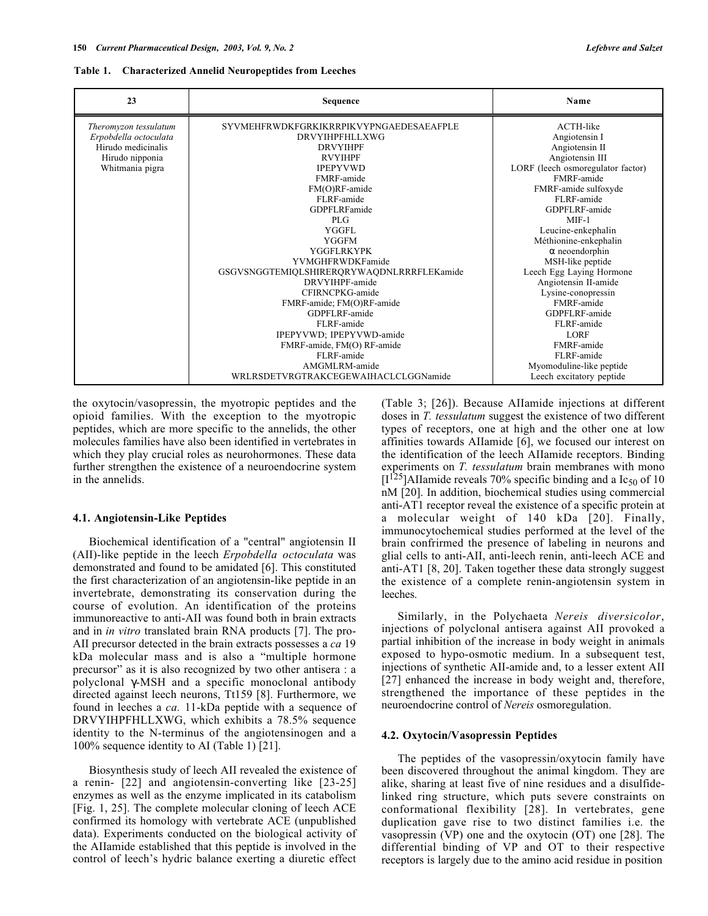**Table 1. Characterized Annelid Neuropeptides from Leeches**

| 23 | Sequence | Name |
|---|---|---|
| *Theromyzon tessulatum*<br>*Erpobdella octoculata*<br>Hirudo medicinalis<br>Hirudo nipponia<br>Whitmania pigra | SYVMEHFRWDKFGRKIKRRPIKVYPNGAEDESAEAFPLE | ACTH-like |
| | DRVYIHPFHLLXWG | Angiotensin I |
| | DRVYIHPF | Angiotensin II |
| | RVYIHPF | Angiotensin III |
| | IPEPYVWD | LORF (leech osmoregulator factor) |
| | FMRF-amide | FMRF-amide |
| | FM(O)RF-amide | FMRF-amide sulfoxyde |
| | FLRF-amide | FLRF-amide |
| | GDPFLRFamide | GDPFLRF-amide |
| | PLG | MIF-1 |
| | YGGFL | Leucine-enkephalin |
| | YGGFM | Méthionine-enkephalin |
| | YGGFLRKYPK | α neoendorphin |
| | YVMGHFRWDKFamide | MSH-like peptide |
| | GSGVSNGGTEMIQLSHIRERQRYWAQDNLRRRFLEKamide | Leech Egg Laying Hormone |
| | DRVYIHPF-amide | Angiotensin II-amide |
| | CFIRNCPKG-amide | Lysine-conopressin |
| | FMRF-amide; FM(O)RF-amide | FMRF-amide |
| | GDPFLRF-amide | GDPFLRF-amide |
| | FLRF-amide | FLRF-amide |
| | IPEPYVWD; IPEPYVWD-amide | LORF |
| | FMRF-amide, FM(O) RF-amide | FMRF-amide |
| | FLRF-amide | FLRF-amide |
| | AMGMLRM-amide | Myomoduline-like peptide |
| | WRLRSDETVRGTRAKCEGEWAIHACLCLGGNamide | Leech excitatory peptide |

the oxytocin/vasopressin, the myotropic peptides and the opioid families. With the exception to the myotropic peptides, which are more specific to the annelids, the other molecules families have also been identified in vertebrates in which they play crucial roles as neurohormones. These data further strengthen the existence of a neuroendocrine system in the annelids.

### 4.1. Angiotensin-Like Peptides

Biochemical identification of a "central" angiotensin II (AII)-like peptide in the leech *Erpobdella octoculata* was demonstrated and found to be amidated [6]. This constituted the first characterization of an angiotensin-like peptide in an invertebrate, demonstrating its conservation during the course of evolution. An identification of the proteins immunoreactive to anti-AII was found both in brain extracts and in *in vitro* translated brain RNA products [7]. The pro-AII precursor detected in the brain extracts possesses a *ca* 19 kDa molecular mass and is also a "multiple hormone precursor" as it is also recognized by two other antisera : a polyclonal γ-MSH and a specific monoclonal antibody directed against leech neurons, Tt159 [8]. Furthermore, we found in leeches a *ca*. 11-kDa peptide with a sequence of DRVYIHPFHLLXWG, which exhibits a 78.5% sequence identity to the N-terminus of the angiotensinogen and a 100% sequence identity to AI (Table 1) [21].

Biosynthesis study of leech AII revealed the existence of a renin- [22] and angiotensin-converting like [23-25] enzymes as well as the enzyme implicated in its catabolism [Fig. 1, 25]. The complete molecular cloning of leech ACE confirmed its homology with vertebrate ACE (unpublished data). Experiments conducted on the biological activity of the AIIamide established that this peptide is involved in the control of leech's hydric balance exerting a diuretic effect (Table 3; [26]). Because AIIamide injections at different doses in *T. tessulatum* suggest the existence of two different types of receptors, one at high and the other one at low affinities towards AIIamide [6], we focused our interest on the identification of the leech AIIamide receptors. Binding experiments on *T. tessulatum* brain membranes with mono $[I^{125}]$AIIamide reveals 70% specific binding and a $Ic_{50}$ of 10 nM [20]. In addition, biochemical studies using commercial anti-AT1 receptor reveal the existence of a specific protein at a molecular weight of 140 kDa [20]. Finally, immunocytochemical studies performed at the level of the brain confrirmed the presence of labeling in neurons and glial cells to anti-AII, anti-leech renin, anti-leech ACE and anti-AT1 [8, 20]. Taken together these data strongly suggest the existence of a complete renin-angiotensin system in leeches.

Similarly, in the Polychaeta *Nereis diversicolor*, injections of polyclonal antisera against AII provoked a partial inhibition of the increase in body weight in animals exposed to hypo-osmotic medium. In a subsequent test, injections of synthetic AII-amide and, to a lesser extent AII [27] enhanced the increase in body weight and, therefore, strengthened the importance of these peptides in the neuroendocrine control of *Nereis* osmoregulation.

### 4.2. Oxytocin/Vasopressin Peptides

The peptides of the vasopressin/oxytocin family have been discovered throughout the animal kingdom. They are alike, sharing at least five of nine residues and a disulfide-linked ring structure, which puts severe constraints on conformational flexibility [28]. In vertebrates, gene duplication gave rise to two distinct families i.e. the vasopressin (VP) one and the oxytocin (OT) one [28]. The differential binding of VP and OT to their respective receptors is largely due to the amino acid residue in position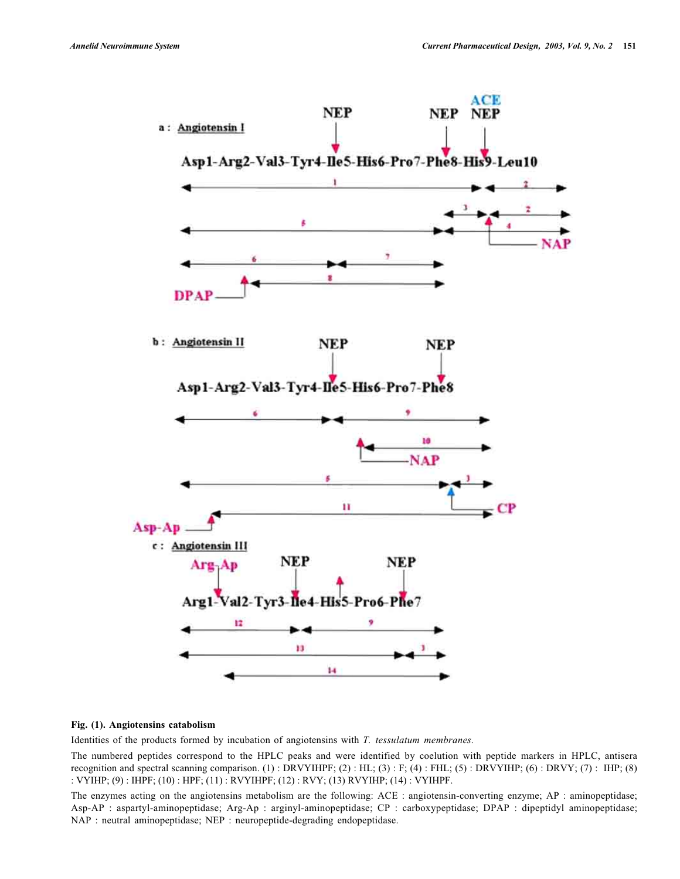a : Angiotensin I

Asp1-Arg2-Val3-Tyr4-Ile5-His6-Pro7-Phe8-His9-Leu10

b : Angiotensin II

Asp1-Arg2-Val3-Tyr4-Ile5-His6-Pro7-Phe8

c : Angiotensin III

Arg1-Val2-Tyr3-Ile4-His5-Pro6-Phe7

**Fig. (1). Angiotensins catabolism**

Identities of the products formed by incubation of angiotensins with *T. tessulatum membranes.*

The numbered peptides correspond to the HPLC peaks and were identified by coelution with peptide markers in HPLC, antisera recognition and spectral scanning comparison. (1) : DRVYIHPF; (2) : HL; (3) : F; (4) : FHL; (5) : DRVYIHP; (6) : DRVY; (7) : IHP; (8) : VYIHP; (9) : IHPF; (10) : HPF; (11) : RVYIHPF; (12) : RVY; (13) RVYIHP; (14) : VYIHPF.

The enzymes acting on the angiotensins metabolism are the following: ACE : angiotensin-converting enzyme; AP : aminopeptidase; Asp-AP : aspartyl-aminopeptidase; Arg-Ap : arginyl-aminopeptidase; CP : carboxypeptidase; DPAP : dipeptidyl aminopeptidase; NAP : neutral aminopeptidase; NEP : neuropeptide-degrading endopeptidase.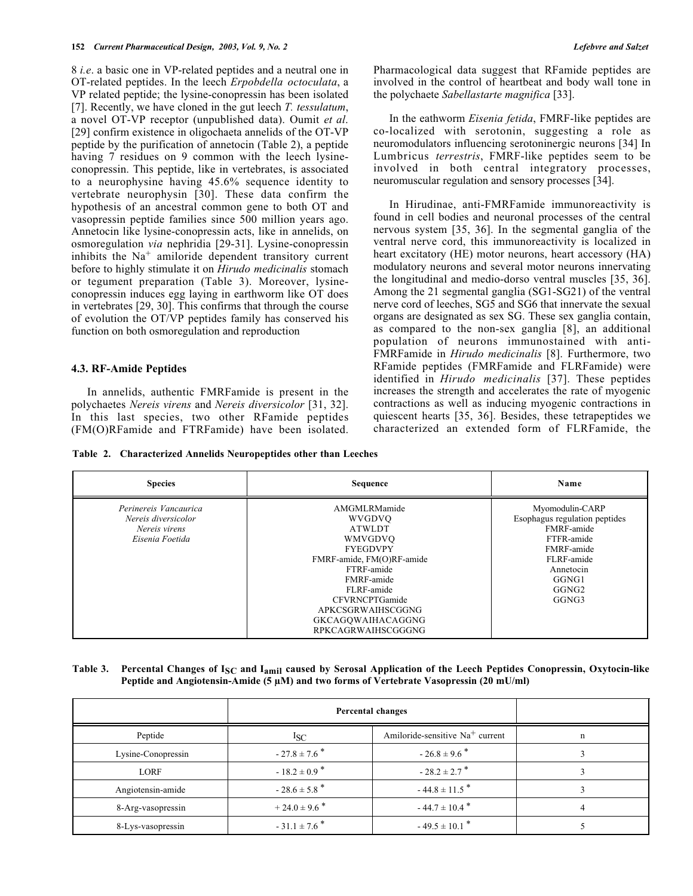8 *i.e*. a basic one in VP-related peptides and a neutral one in OT-related peptides. In the leech *Erpobdella octoculata*, a VP related peptide; the lysine-conopressin has been isolated [7]. Recently, we have cloned in the gut leech *T. tessulatum*, a novel OT-VP receptor (unpublished data). Oumit *et al*. [29] confirm existence in oligochaeta annelids of the OT-VP peptide by the purification of annetocin (Table 2), a peptide having 7 residues on 9 common with the leech lysine-conopressin. This peptide, like in vertebrates, is associated to a neurophysine having 45.6% sequence identity to vertebrate neurophysin [30]. These data confirm the hypothesis of an ancestral common gene to both OT and vasopressin peptide families since 500 million years ago. Annetocin like lysine-conopressin acts, like in annelids, on osmoregulation *via* nephridia [29-31]. Lysine-conopressin inhibits the $Na^{+}$ amiloride dependent transitory current before to highly stimulate it on *Hirudo medicinalis* stomach or tegument preparation (Table 3). Moreover, lysine-conopressin induces egg laying in earthworm like OT does in vertebrates [29, 30]. This confirms that through the course of evolution the OT/VP peptides family has conserved his function on both osmoregulation and reproduction

### 4.3. RF-Amide Peptides

In annelids, authentic FMRFamide is present in the polychaetes *Nereis virens* and *Nereis diversicolor* [31, 32]. In this last species, two other RFamide peptides (FM(O)RFamide and FTRFamide) have been isolated. Pharmacological data suggest that RFamide peptides are involved in the control of heartbeat and body wall tone in the polychaete *Sabellastarte magnifica* [33].

In the eathworm *Eisenia fetida*, FMRF-like peptides are co-localized with serotonin, suggesting a role as neuromodulators influencing serotoninergic neurons [34] In Lumbricus *terrestris*, FMRF-like peptides seem to be involved in both central integratory processes, neuromuscular regulation and sensory processes [34].

In Hirudinae, anti-FMRFamide immunoreactivity is found in cell bodies and neuronal processes of the central nervous system [35, 36]. In the segmental ganglia of the ventral nerve cord, this immunoreactivity is localized in heart excitatory (HE) motor neurons, heart accessory (HA) modulatory neurons and several motor neurons innervating the longitudinal and medio-dorso ventral muscles [35, 36]. Among the 21 segmental ganglia (SG1-SG21) of the ventral nerve cord of leeches, SG5 and SG6 that innervate the sexual organs are designated as sex SG. These sex ganglia contain, as compared to the non-sex ganglia [8], an additional population of neurons immunostained with anti-FMRFamide in *Hirudo medicinalis* [8]. Furthermore, two RFamide peptides (FMRFamide and FLRFamide) were identified in *Hirudo medicinalis* [37]. These peptides increases the strength and accelerates the rate of myogenic contractions as well as inducing myogenic contractions in quiescent hearts [35, 36]. Besides, these tetrapeptides we characterized an extended form of FLRFamide, the

**Table 2. Characterized Annelids Neuropeptides other than Leeches**

| Species | Sequence | Name |
|---|---|---|
| *Perinereis Vancaurica*<br>*Nereis diversicolor*<br>*Nereis virens*<br>*Eisenia Foetida* | AMGMLRMamide<br>WVGDVQ<br>ATWLDT<br>WMVGDVQ<br>FYEGDVPY<br>FMRF-amide, FM(O)RF-amide<br>FTRF-amide<br>FMRF-amide<br>FLRF-amide<br>CFVRNCPTGamide<br>APKCSGRWAIHSCGGNG<br>GKCAGQWAIHACAGGNG<br>RPKCAGRWAIHSCGGGNG | Myomodulin-CARP<br>Esophagus regulation peptides<br>FMRF-amide<br>FTFR-amide<br>FMRF-amide<br>FLRF-amide<br>Annetocin<br>GGNG1<br>GGNG2<br>GGNG3 |

**Table 3. Percental Changes of $I_{SC}$ and $I_{amil}$ caused by Serosal Application of the Leech Peptides Conopressin, Oxytocin-like Peptide and Angiotensin-Amide (5 µM) and two forms of Vertebrate Vasopressin (20 mU/ml)**

| | Percental changes | | |
|---|---|---|---|
| Peptide | $I_{SC}$ | Amiloride-sensitive $Na^{+}$ current | n |
| Lysine-Conopressin | - 27.8 ± 7.6 * | - 26.8 ± 9.6 * | 3 |
| LORF | - 18.2 ± 0.9 * | - 28.2 ± 2.7 * | 3 |
| Angiotensin-amide | - 28.6 ± 5.8 * | - 44.8 ± 11.5 * | 3 |
| 8-Arg-vasopressin | + 24.0 ± 9.6 * | - 44.7 ± 10.4 * | 4 |
| 8-Lys-vasopressin | - 31.1 ± 7.6 * | - 49.5 ± 10.1 * | 5 |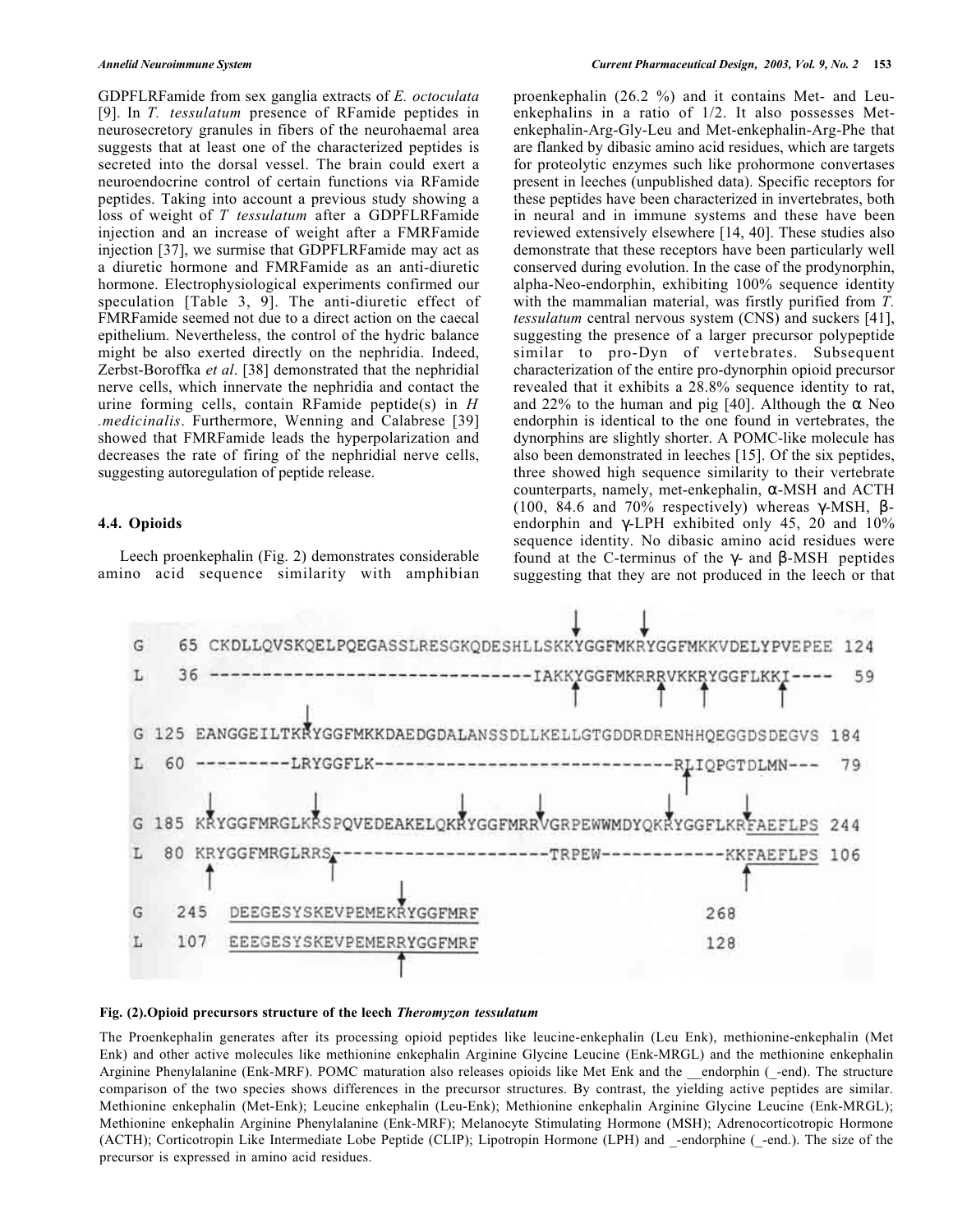GDPFLRFamide from sex ganglia extracts of *E. octoculata* [9]. In *T. tessulatum* presence of RFamide peptides in neurosecretory granules in fibers of the neurohaemal area suggests that at least one of the characterized peptides is secreted into the dorsal vessel. The brain could exert a neuroendocrine control of certain functions via RFamide peptides. Taking into account a previous study showing a loss of weight of *T tessulatum* after a GDPFLRFamide injection and an increase of weight after a FMRFamide injection [37], we surmise that GDPFLRFamide may act as a diuretic hormone and FMRFamide as an anti-diuretic hormone. Electrophysiological experiments confirmed our speculation [Table 3, 9]. The anti-diuretic effect of FMRFamide seemed not due to a direct action on the caecal epithelium. Nevertheless, the control of the hydric balance might be also exerted directly on the nephridia. Indeed, Zerbst-Boroffka *et al*. [38] demonstrated that the nephridial nerve cells, which innervate the nephridia and contact the urine forming cells, contain RFamide peptide(s) in *H .medicinalis*. Furthermore, Wenning and Calabrese [39] showed that FMRFamide leads the hyperpolarization and decreases the rate of firing of the nephridial nerve cells, suggesting autoregulation of peptide release.

### 4.4. Opioids

Leech proenkephalin (Fig. 2) demonstrates considerable amino acid sequence similarity with amphibian proenkephalin (26.2 %) and it contains Met- and Leu-enkephalins in a ratio of 1/2. It also possesses Met-enkephalin-Arg-Gly-Leu and Met-enkephalin-Arg-Phe that are flanked by dibasic amino acid residues, which are targets for proteolytic enzymes such like prohormone convertases present in leeches (unpublished data). Specific receptors for these peptides have been characterized in invertebrates, both in neural and in immune systems and these have been reviewed extensively elsewhere [14, 40]. These studies also demonstrate that these receptors have been particularly well conserved during evolution. In the case of the prodynorphin, alpha-Neo-endorphin, exhibiting 100% sequence identity with the mammalian material, was firstly purified from *T. tessulatum* central nervous system (CNS) and suckers [41], suggesting the presence of a larger precursor polypeptide similar to pro-Dyn of vertebrates. Subsequent characterization of the entire pro-dynorphin opioid precursor revealed that it exhibits a 28.8% sequence identity to rat, and 22% to the human and pig [40]. Although the α Neo endorphin is identical to the one found in vertebrates, the dynorphins are slightly shorter. A POMC-like molecule has also been demonstrated in leeches [15]. Of the six peptides, three showed high sequence similarity to their vertebrate counterparts, namely, met-enkephalin, α-MSH and ACTH (100, 84.6 and 70% respectively) whereas γ-MSH, β-endorphin and γ-LPH exhibited only 45, 20 and 10% sequence identity. No dibasic amino acid residues were found at the C-terminus of the γ- and β-MSH peptides suggesting that they are not produced in the leech or that

```
G   65 CKDLLQVSKQELPQEGASSLRESGKQDESHLLSKKYGGFMKRYGGFMKKVDELYPVEPEE 124
L   36 -------------------------------IAKKYGGFMKRRRVKKRYGGFLKKI----  59

G  125 EANGGEILTKKRYGGFMKKDAEDGDALANSSDLLKELLGTGDDRDRENHHQEGGDSDEGVS 184
L   60 ---------LRYGGFLK-----------------------------RLIQPGTDLMN---  79

G  185 KRYGGFMRGLKRSPQVEDEAKELQKRYGGFMRRVGRPEWWMDYQKRYGGFLKRFAEFLPS 244
L   80 KRYGGFMRGLRRS---------------------TRPEW-------------KKFAEFLPS 106

G  245 DEEGESYSKEVPEMEKRYGGFMRF                                   268
L  107 EEEGESYSKEVPEMERRYGGFMRF                                   128
```

**Fig. (2).Opioid precursors structure of the leech *Theromyzon tessulatum***

The Proenkephalin generates after its processing opioid peptides like leucine-enkephalin (Leu Enk), methionine-enkephalin (Met Enk) and other active molecules like methionine enkephalin Arginine Glycine Leucine (Enk-MRGL) and the methionine enkephalin Arginine Phenylalanine (Enk-MRF). POMC maturation also releases opioids like Met Enk and the __endorphin (_-end). The structure comparison of the two species shows differences in the precursor structures. By contrast, the yielding active peptides are similar. Methionine enkephalin (Met-Enk); Leucine enkephalin (Leu-Enk); Methionine enkephalin Arginine Glycine Leucine (Enk-MRGL); Methionine enkephalin Arginine Phenylalanine (Enk-MRF); Melanocyte Stimulating Hormone (MSH); Adrenocorticotropic Hormone (ACTH); Corticotropin Like Intermediate Lobe Peptide (CLIP); Lipotropin Hormone (LPH) and _-endorphine (_-end.). The size of the precursor is expressed in amino acid residues.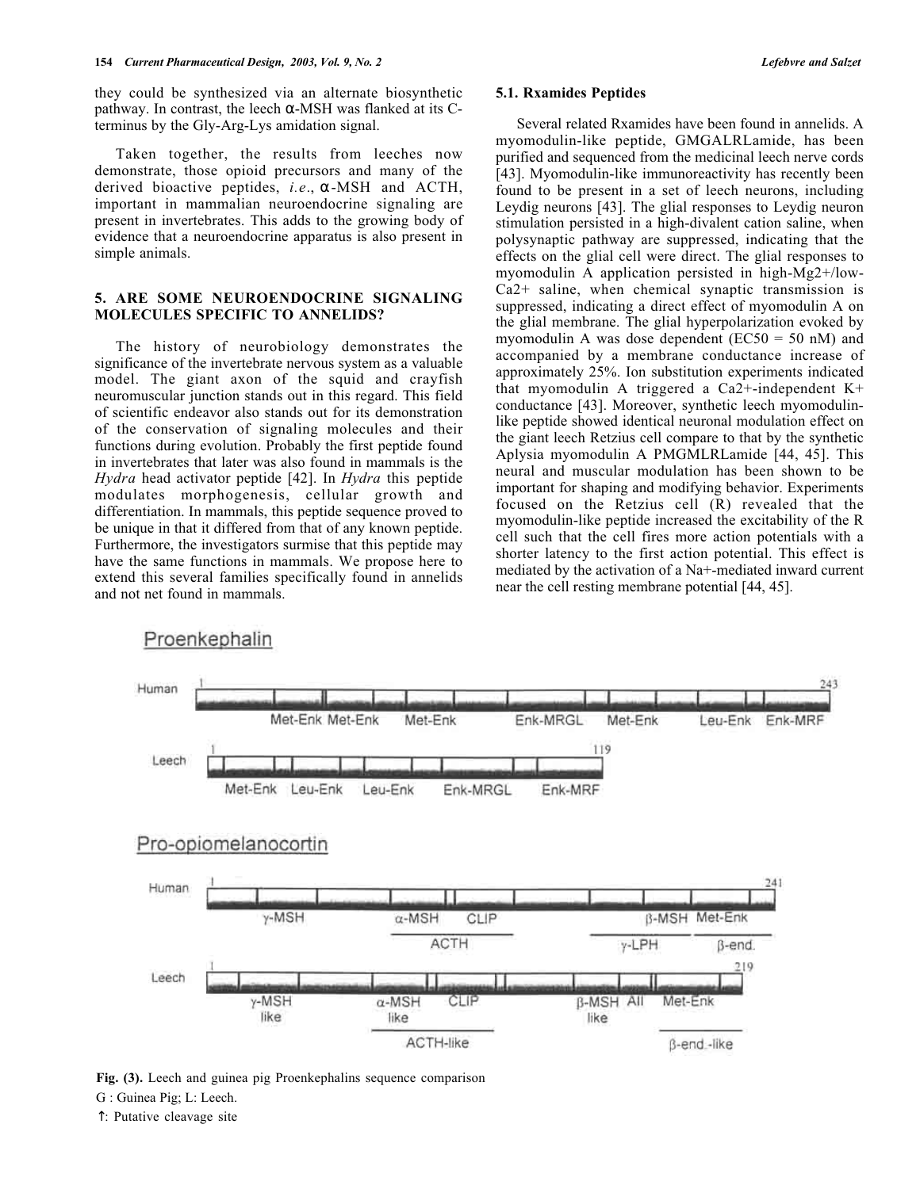they could be synthesized via an alternate biosynthetic pathway. In contrast, the leech α-MSH was flanked at its C-terminus by the Gly-Arg-Lys amidation signal.

Taken together, the results from leeches now demonstrate, those opioid precursors and many of the derived bioactive peptides, *i.e*., α-MSH and ACTH, important in mammalian neuroendocrine signaling are present in invertebrates. This adds to the growing body of evidence that a neuroendocrine apparatus is also present in simple animals.

## 5. ARE SOME NEUROENDOCRINE SIGNALING MOLECULES SPECIFIC TO ANNELIDS?

The history of neurobiology demonstrates the significance of the invertebrate nervous system as a valuable model. The giant axon of the squid and crayfish neuromuscular junction stands out in this regard. This field of scientific endeavor also stands out for its demonstration of the conservation of signaling molecules and their functions during evolution. Probably the first peptide found in invertebrates that later was also found in mammals is the *Hydra* head activator peptide [42]. In *Hydra* this peptide modulates morphogenesis, cellular growth and differentiation. In mammals, this peptide sequence proved to be unique in that it differed from that of any known peptide. Furthermore, the investigators surmise that this peptide may have the same functions in mammals. We propose here to extend this several families specifically found in annelids and not net found in mammals.

### 5.1. Rxamides Peptides

Several related Rxamides have been found in annelids. A myomodulin-like peptide, GMGALRLamide, has been purified and sequenced from the medicinal leech nerve cords [43]. Myomodulin-like immunoreactivity has recently been found to be present in a set of leech neurons, including Leydig neurons [43]. The glial responses to Leydig neuron stimulation persisted in a high-divalent cation saline, when polysynaptic pathway are suppressed, indicating that the effects on the glial cell were direct. The glial responses to myomodulin A application persisted in high-$Mg^{2+}$/low-$Ca^{2+}$ saline, when chemical synaptic transmission is suppressed, indicating a direct effect of myomodulin A on the glial membrane. The glial hyperpolarization evoked by myomodulin A was dose dependent ($EC_{50}$ = 50 nM) and accompanied by a membrane conductance increase of approximately 25%. Ion substitution experiments indicated that myomodulin A triggered a $Ca^{2+}$-independent $K^+$ conductance [43]. Moreover, synthetic leech myomodulin-like peptide showed identical neuronal modulation effect on the giant leech Retzius cell compare to that by the synthetic Aplysia myomodulin A PMGMLRLamide [44, 45]. This neural and muscular modulation has been shown to be important for shaping and modifying behavior. Experiments focused on the Retzius cell (R) revealed that the myomodulin-like peptide increased the excitability of the R cell such that the cell fires more action potentials with a shorter latency to the first action potential. This effect is mediated by the activation of a $Na^+$-mediated inward current near the cell resting membrane potential [44, 45].

Fig. (3). Leech and guinea pig Proenkephalins sequence comparison

G : Guinea Pig; L: Leech.

↑: Putative cleavage site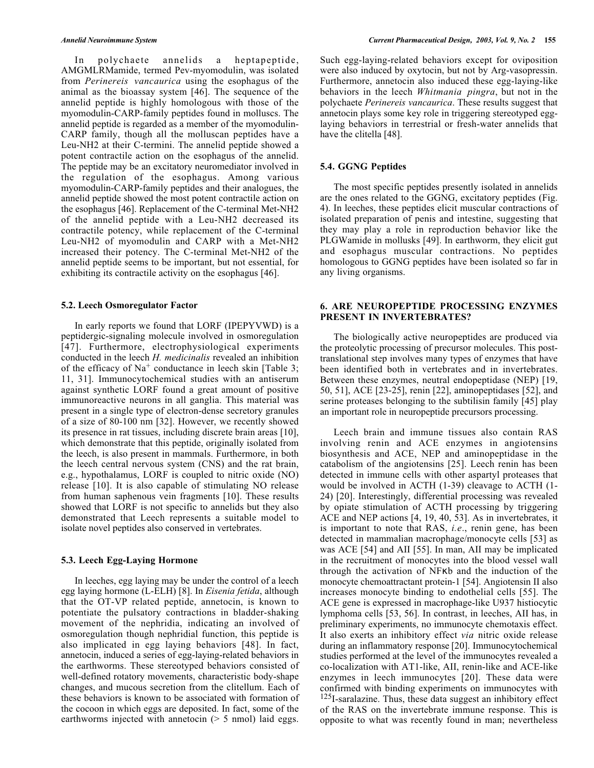In polychaete annelids a heptapeptide, AMGMLRMamide, termed Pev-myomodulin, was isolated from *Perinereis vancaurica* using the esophagus of the animal as the bioassay system [46]. The sequence of the annelid peptide is highly homologous with those of the myomodulin-CARP-family peptides found in molluscs. The annelid peptide is regarded as a member of the myomodulin-CARP family, though all the molluscan peptides have a Leu-NH2 at their C-termini. The annelid peptide showed a potent contractile action on the esophagus of the annelid. The peptide may be an excitatory neuromediator involved in the regulation of the esophagus. Among various myomodulin-CARP-family peptides and their analogues, the annelid peptide showed the most potent contractile action on the esophagus [46]. Replacement of the C-terminal Met-NH2 of the annelid peptide with a Leu-NH2 decreased its contractile potency, while replacement of the C-terminal Leu-NH2 of myomodulin and CARP with a Met-NH2 increased their potency. The C-terminal Met-NH2 of the annelid peptide seems to be important, but not essential, for exhibiting its contractile activity on the esophagus [46].

### 5.2. Leech Osmoregulator Factor

In early reports we found that LORF (IPEPYVWD) is a peptidergic-signaling molecule involved in osmoregulation [47]. Furthermore, electrophysiological experiments conducted in the leech *H. medicinalis* revealed an inhibition of the efficacy of $Na^+$ conductance in leech skin [Table 3; 11, 31]. Immunocytochemical studies with an antiserum against synthetic LORF found a great amount of positive immunoreactive neurons in all ganglia. This material was present in a single type of electron-dense secretory granules of a size of 80-100 nm [32]. However, we recently showed its presence in rat tissues, including discrete brain areas [10], which demonstrate that this peptide, originally isolated from the leech, is also present in mammals. Furthermore, in both the leech central nervous system (CNS) and the rat brain, e.g., hypothalamus, LORF is coupled to nitric oxide (NO) release [10]. It is also capable of stimulating NO release from human saphenous vein fragments [10]. These results showed that LORF is not specific to annelids but they also demonstrated that Leech represents a suitable model to isolate novel peptides also conserved in vertebrates.

### 5.3. Leech Egg-Laying Hormone

In leeches, egg laying may be under the control of a leech egg laying hormone (L-ELH) [8]. In *Eisenia fetida*, although that the OT-VP related peptide, annetocin, is known to potentiate the pulsatory contractions in bladder-shaking movement of the nephridia, indicating an involved of osmoregulation though nephridial function, this peptide is also implicated in egg laying behaviors [48]. In fact, annetocin, induced a series of egg-laying-related behaviors in the earthworms. These stereotyped behaviors consisted of well-defined rotatory movements, characteristic body-shape changes, and mucous secretion from the clitellum. Each of these behaviors is known to be associated with formation of the cocoon in which eggs are deposited. In fact, some of the earthworms injected with annetocin (> 5 nmol) laid eggs. Such egg-laying-related behaviors except for oviposition were also induced by oxytocin, but not by Arg-vasopressin. Furthermore, annetocin also induced these egg-laying-like behaviors in the leech *Whitmania pingra*, but not in the polychaete *Perinereis vancaurica*. These results suggest that annetocin plays some key role in triggering stereotyped egg-laying behaviors in terrestrial or fresh-water annelids that have the clitella [48].

### 5.4. GGNG Peptides

The most specific peptides presently isolated in annelids are the ones related to the GGNG, excitatory peptides (Fig. 4). In leeches, these peptides elicit muscular contractions of isolated preparation of penis and intestine, suggesting that they may play a role in reproduction behavior like the PLGWamide in mollusks [49]. In earthworm, they elicit gut and esophagus muscular contractions. No peptides homologous to GGNG peptides have been isolated so far in any living organisms.

## 6. ARE NEUROPEPTIDE PROCESSING ENZYMES PRESENT IN INVERTEBRATES?

The biologically active neuropeptides are produced via the proteolytic processing of precursor molecules. This post-translational step involves many types of enzymes that have been identified both in vertebrates and in invertebrates. Between these enzymes, neutral endopeptidase (NEP) [19, 50, 51], ACE [23-25], renin [22], aminopeptidases [52], and serine proteases belonging to the subtilisin family [45] play an important role in neuropeptide precursors processing.

Leech brain and immune tissues also contain RAS involving renin and ACE enzymes in angiotensins biosynthesis and ACE, NEP and aminopeptidase in the catabolism of the angiotensins [25]. Leech renin has been detected in immune cells with other aspartyl proteases that would be involved in ACTH (1-39) cleavage to ACTH (1-24) [20]. Interestingly, differential processing was revealed by opiate stimulation of ACTH processing by triggering ACE and NEP actions [4, 19, 40, 53]. As in invertebrates, it is important to note that RAS, *i.e*., renin gene, has been detected in mammalian macrophage/monocyte cells [53] as was ACE [54] and AII [55]. In man, AII may be implicated in the recruitment of monocytes into the blood vessel wall through the activation of NFκb and the induction of the monocyte chemoattractant protein-1 [54]. Angiotensin II also increases monocyte binding to endothelial cells [55]. The ACE gene is expressed in macrophage-like U937 histiocytic lymphoma cells [53, 56]. In contrast, in leeches, AII has, in preliminary experiments, no immunocyte chemotaxis effect. It also exerts an inhibitory effect *via* nitric oxide release during an inflammatory response [20]. Immunocytochemical studies performed at the level of the immunocytes revealed a co-localization with AT1-like, AII, renin-like and ACE-like enzymes in leech immunocytes [20]. These data were confirmed with binding experiments on immunocytes with $^{125}$I-saralazine. Thus, these data suggest an inhibitory effect of the RAS on the invertebrate immune response. This is opposite to what was recently found in man; nevertheless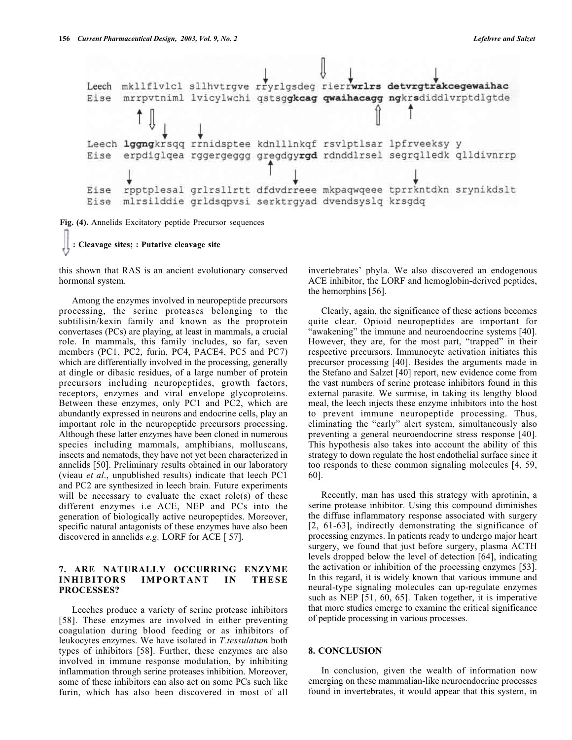```
Leech  mkllflvlcl sllhvtrgve rryrlgsdeg rierrwrlrs detvrgtrakcegewaihac
Eise   mrrpvtniml lvicylwchi qstsggkcag qwaihacagg ngkrsdiddlvrptdlgtde

Leech  lggngkrsqq rrnidsptee kdnlllnkqf rsvlptlsar lpfrveeksy y
Eise   erpdiglqea rggergeggg gregdgyrgd rdnddlrsel segrqlledk qlldivnrrp

Eise   rpptplesal grlrsllrtt dfdvdrreee mkpaqwqeee tprrkntdkn srynikdslt
Eise   mlrsilddie grldsqpvsi serktrgyad dvendsyslq krsgdq
```

**Fig. (4).** Annelids Excitatory peptide Precursor sequences

**: Cleavage sites; : Putative cleavage site**

this shown that RAS is an ancient evolutionary conserved hormonal system.

Among the enzymes involved in neuropeptide precursors processing, the serine proteases belonging to the subtilisin/kexin family and known as the proprotein convertases (PCs) are playing, at least in mammals, a crucial role. In mammals, this family includes, so far, seven members (PC1, PC2, furin, PC4, PACE4, PC5 and PC7) which are differentially involved in the processing, generally at dingle or dibasic residues, of a large number of protein precursors including neuropeptides, growth factors, receptors, enzymes and viral envelope glycoproteins. Between these enzymes, only PC1 and PC2, which are abundantly expressed in neurons and endocrine cells, play an important role in the neuropeptide precursors processing. Although these latter enzymes have been cloned in numerous species including mammals, amphibians, molluscans, insects and nematods, they have not yet been characterized in annelids [50]. Preliminary results obtained in our laboratory (vieau *et al*., unpublished results) indicate that leech PC1 and PC2 are synthesized in leech brain. Future experiments will be necessary to evaluate the exact role(s) of these different enzymes i.e ACE, NEP and PCs into the generation of biologically active neuropeptides. Moreover, specific natural antagonists of these enzymes have also been discovered in annelids *e.g.* LORF for ACE [ 57].

## 7. ARE NATURALLY OCCURRING ENZYME INHIBITORS IMPORTANT IN THESE PROCESSES?

Leeches produce a variety of serine protease inhibitors [58]. These enzymes are involved in either preventing coagulation during blood feeding or as inhibitors of leukocytes enzymes. We have isolated in *T.tessulatum* both types of inhibitors [58]. Further, these enzymes are also involved in immune response modulation, by inhibiting inflammation through serine proteases inhibition. Moreover, some of these inhibitors can also act on some PCs such like furin, which has also been discovered in most of all invertebrates' phyla. We also discovered an endogenous ACE inhibitor, the LORF and hemoglobin-derived peptides, the hemorphins [56].

Clearly, again, the significance of these actions becomes quite clear. Opioid neuropeptides are important for "awakening" the immune and neuroendocrine systems [40]. However, they are, for the most part, "trapped" in their respective precursors. Immunocyte activation initiates this precursor processing [40]. Besides the arguments made in the Stefano and Salzet [40] report, new evidence come from the vast numbers of serine protease inhibitors found in this external parasite. We surmise, in taking its lengthy blood meal, the leech injects these enzyme inhibitors into the host to prevent immune neuropeptide processing. Thus, eliminating the "early" alert system, simultaneously also preventing a general neuroendocrine stress response [40]. This hypothesis also takes into account the ability of this strategy to down regulate the host endothelial surface since it too responds to these common signaling molecules [4, 59, 60].

Recently, man has used this strategy with aprotinin, a serine protease inhibitor. Using this compound diminishes the diffuse inflammatory response associated with surgery [2, 61-63], indirectly demonstrating the significance of processing enzymes. In patients ready to undergo major heart surgery, we found that just before surgery, plasma ACTH levels dropped below the level of detection [64], indicating the activation or inhibition of the processing enzymes [53]. In this regard, it is widely known that various immune and neural-type signaling molecules can up-regulate enzymes such as NEP [51, 60, 65]. Taken together, it is imperative that more studies emerge to examine the critical significance of peptide processing in various processes.

## 8. CONCLUSION

In conclusion, given the wealth of information now emerging on these mammalian-like neuroendocrine processes found in invertebrates, it would appear that this system, in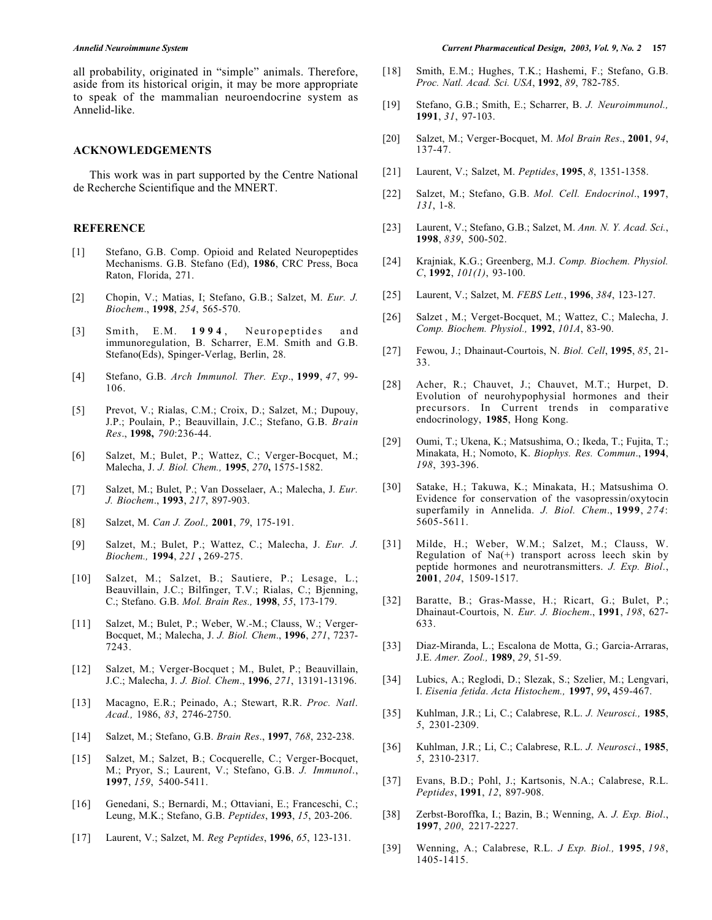all probability, originated in "simple" animals. Therefore, aside from its historical origin, it may be more appropriate to speak of the mammalian neuroendocrine system as Annelid-like.

## ACKNOWLEDGEMENTS

This work was in part supported by the Centre National de Recherche Scientifique and the MNERT.

## REFERENCE

[1] Stefano, G.B. Comp. Opioid and Related Neuropeptides Mechanisms. G.B. Stefano (Ed), **1986**, CRC Press, Boca Raton, Florida, 271.

[2] Chopin, V.; Matias, I; Stefano, G.B.; Salzet, M. *Eur. J. Biochem*., **1998**, *254*, 565-570.

[3] Smith, E.M. **1994**, Neuropeptides and immunoregulation, B. Scharrer, E.M. Smith and G.B. Stefano(Eds), Spinger-Verlag, Berlin, 28.

[4] Stefano, G.B. *Arch Immunol. Ther. Exp*., **1999**, *47*, 99-106.

[5] Prevot, V.; Rialas, C.M.; Croix, D.; Salzet, M.; Dupouy, J.P.; Poulain, P.; Beauvillain, J.C.; Stefano, G.B. *Brain Res*., **1998,** *790*:236-44.

[6] Salzet, M.; Bulet, P.; Wattez, C.; Verger-Bocquet, M.; Malecha, J. *J. Biol. Chem.,* **1995**, *270***,** 1575-1582.

[7] Salzet, M.; Bulet, P.; Van Dosselaer, A.; Malecha, J. *Eur. J. Biochem*., **1993**, *217*, 897-903.

[8] Salzet, M. *Can J. Zool.,* **2001**, *79*, 175-191.

[9] Salzet, M.; Bulet, P.; Wattez, C.; Malecha, J. *Eur. J. Biochem.,* **1994**, *221* **,** 269-275.

[10] Salzet, M.; Salzet, B.; Sautiere, P.; Lesage, L.; Beauvillain, J.C.; Bilfinger, T.V.; Rialas, C.; Bjenning, C.; Stefano. G.B. *Mol. Brain Res.,* **1998**, *55*, 173-179.

[11] Salzet, M.; Bulet, P.; Weber, W.-M.; Clauss, W.; Verger-Bocquet, M.; Malecha, J. *J. Biol. Chem*., **1996**, *271*, 7237-7243.

[12] Salzet, M.; Verger-Bocquet ; M., Bulet, P.; Beauvillain, J.C.; Malecha, J. *J. Biol. Chem*., **1996**, *271*, 13191-13196.

[13] Macagno, E.R.; Peinado, A.; Stewart, R.R. *Proc. Natl. Acad.,* 1986, *83*, 2746-2750.

[14] Salzet, M.; Stefano, G.B. *Brain Res*., **1997**, *768*, 232-238.

[15] Salzet, M.; Salzet, B.; Cocquerelle, C.; Verger-Bocquet, M.; Pryor, S.; Laurent, V.; Stefano, G.B. *J. Immunol*., **1997**, *159*, 5400-5411.

[16] Genedani, S.; Bernardi, M.; Ottaviani, E.; Franceschi, C.; Leung, M.K.; Stefano, G.B. *Peptides*, **1993**, *15*, 203-206.

[17] Laurent, V.; Salzet, M. *Reg Peptides*, **1996**, *65*, 123-131.

[18] Smith, E.M.; Hughes, T.K.; Hashemi, F.; Stefano, G.B. *Proc. Natl. Acad. Sci. USA*, **1992**, *89*, 782-785.

[19] Stefano, G.B.; Smith, E.; Scharrer, B. *J. Neuroimmunol.,* **1991**, *31*, 97-103.

[20] Salzet, M.; Verger-Bocquet, M. *Mol Brain Res*., **2001**, *94*, 137-47.

[21] Laurent, V.; Salzet, M. *Peptides*, **1995**, *8*, 1351-1358.

[22] Salzet, M.; Stefano, G.B. *Mol. Cell. Endocrinol*., **1997**, *131*, 1-8.

[23] Laurent, V.; Stefano, G.B.; Salzet, M. *Ann. N. Y. Acad. Sci*., **1998**, *839*, 500-502.

[24] Krajniak, K.G.; Greenberg, M.J. *Comp. Biochem. Physiol. C*, **1992**, *101(1)*, 93-100.

[25] Laurent, V.; Salzet, M. *FEBS Lett.*, **1996**, *384*, 123-127.

[26] Salzet , M.; Verget-Bocquet, M.; Wattez, C.; Malecha, J. *Comp. Biochem. Physiol.,* **1992**, *101A*, 83-90.

[27] Fewou, J.; Dhainaut-Courtois, N. *Biol. Cell*, **1995**, *85*, 21-33.

[28] Acher, R.; Chauvet, J.; Chauvet, M.T.; Hurpet, D. Evolution of neurohypophysial hormones and their precursors. In Current trends in comparative endocrinology, **1985**, Hong Kong.

[29] Oumi, T.; Ukena, K.; Matsushima, O.; Ikeda, T.; Fujita, T.; Minakata, H.; Nomoto, K. *Biophys. Res. Commun*., **1994**, *198*, 393-396.

[30] Satake, H.; Takuwa, K.; Minakata, H.; Matsushima O. Evidence for conservation of the vasopressin/oxytocin superfamily in Annelida. *J. Biol. Chem*., **1999**, *274*: 5605-5611.

[31] Milde, H.; Weber, W.M.; Salzet, M.; Clauss, W. Regulation of Na(+) transport across leech skin by peptide hormones and neurotransmitters. *J. Exp. Biol*., **2001**, *204*, 1509-1517.

[32] Baratte, B.; Gras-Masse, H.; Ricart, G.; Bulet, P.; Dhainaut-Courtois, N. *Eur. J. Biochem*., **1991**, *198*, 627-633.

[33] Diaz-Miranda, L.; Escalona de Motta, G.; Garcia-Arraras, J.E. *Amer. Zool.,* **1989**, *29*, 51-59.

[34] Lubics, A.; Reglodi, D.; Slezak, S.; Szelier, M.; Lengvari, I. *Eisenia fetida*. *Acta Histochem.,* **1997**, *99***,** 459-467.

[35] Kuhlman, J.R.; Li, C.; Calabrese, R.L. *J. Neurosci.,* **1985**, *5*, 2301-2309.

[36] Kuhlman, J.R.; Li, C.; Calabrese, R.L. *J. Neurosci*., **1985**, *5*, 2310-2317.

[37] Evans, B.D.; Pohl, J.; Kartsonis, N.A.; Calabrese, R.L. *Peptides*, **1991**, *12*, 897-908.

[38] Zerbst-Boroffka, I.; Bazin, B.; Wenning, A. *J. Exp. Biol*., **1997**, *200*, 2217-2227.

[39] Wenning, A.; Calabrese, R.L. *J Exp. Biol.,* **1995**, *198*, 1405-1415.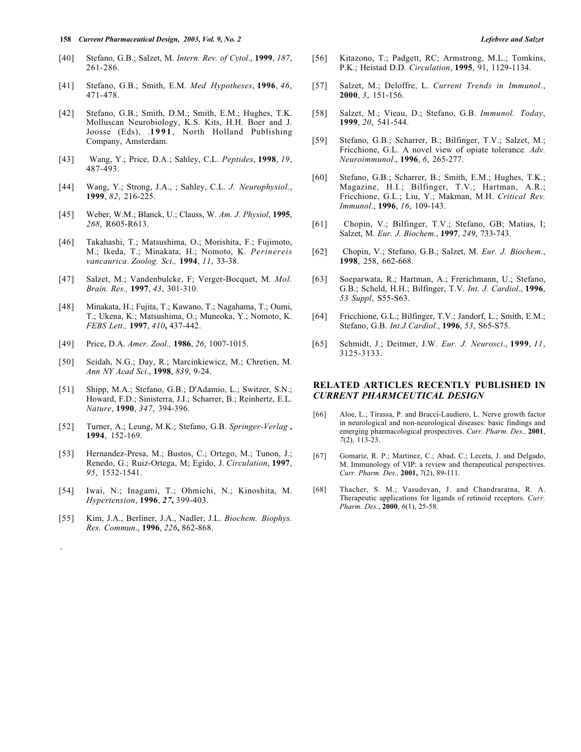[40] Stefano, G.B.; Salzet, M. *Intern. Rev. of Cytol*., **1999**, *187*, 261-286.

[41] Stefano, G.B.; Smith, E.M. *Med Hypotheses*, **1996**, *46*, 471-478.

[42] Stefano, G.B.; Smith, D.M.; Smith, E.M.; Hughes, T.K. Molluscan Neurobiology, K.S. Kits, H.H. Boer and J. Joosse (Eds), .**1991**, North Holland Publishing Company, Amsterdam.

[43] Wang, Y.; Price, D.A.; Sahley, C.L. *Peptides*, **1998**, *19*, 487-493.

[44] Wang, Y.; Strong, J.A., ; Sahley, C.L. *J. Neurophysiol*., **1999**, *82*, 216-225.

[45] Weber, W.M.; Blanck, U.; Clauss, W. *Am. J. Physiol*, **1995**, *268*, R605-R613.

[46] Takahashi, T.; Matsushima, O.; Morishita, F.; Fujimoto, M.; Ikeda, T.; Minakata, H.; Nomoto, K. *Perinereis vancaurica*. *Zoolog. Sci.,* **1994**, *11*, 33-38.

[47] Salzet, M.; Vandenbulcke, F; Verger-Bocquet, M. *Mol. Brain. Res.,* **1997**, *43*, 301-310.

[48] Minakata, H.; Fujita, T.; Kawano, T.; Nagahama, T.; Oumi, T.; Ukena, K.; Matsushima, O.; Muneoka, Y.; Nomoto, K. *FEBS Lett.,* **1997**, *410***,** 437-442.

[49] Price, D.A. *Amer. Zool.,* **1986**, *26*, 1007-1015.

[50] Seidah, N.G.; Day, R.; Marcinkiewicz, M.; Chretien, M. *Ann NY Acad Sci*., **1998**, *839*, 9-24.

[51] Shipp, M.A.; Stefano, G.B.; D'Adamio, L.; Switzer, S.N.; Howard, F.D.; Sinisterra, J.I.; Scharrer, B.; Reinhertz, E.L. *Nature*, **1990**, *347*, 394-396.

[52] Turner, A.; Leung, M.K.; Stefano, G.B. *Springer-Verlag* **,** **1994**, 152-169.

[53] Hernandez-Presa, M.; Bustos, C.; Ortego, M.; Tunon, J.; Renedo, G.; Ruiz-Ortega, M; Egido, J. *Circulation*, **1997**, *95*, 1532-1541.

[54] Iwai, N.; Inagami, T.; Ohmichi, N.; Kinoshita, M. *Hypertension*, **1996**, ***27***, 399-403.

[55] Kim, J.A., Berliner, J.A., Nadler, J.L. *Biochem. Biophys. Res. Commun*., **1996**, *226***,** 862-868.

.

[56] Kitazono, T.; Padgett, RC; Armstrong, M.L.; Tomkins, P.K.; Heistad D.D. *Circulation*, **1995**, 91, 1129-1134.

[57] Salzet, M.; Deloffre, L. *Current Trends in Immunol*., **2000**, *3*, 151-156.

[58] Salzet, M.; Vieau, D.; Stefano, G.B. *Immunol. Today*, **1999**, *20*, 541-544.

[59] Stefano, G.B.; Scharrer, B.; Bilfinger, T.V.; Salzet, M.; Fricchione, G.L. A novel view of opiate tolerance*. Adv. Neuroimmunol*., **1996**, *6*, 265-277.

[60] Stefano, G.B.; Scharrer, B.; Smith, E.M.; Hughes, T.K.; Magazine, H.I.; Bilfinger, T.V.; Hartman, A.R.; Fricchione, G.L.; Liu, Y.; Makman, M.H. *Critical Rev. Immunol*., **1996**, *16*, 109-143.

[61] Chopin, V.; Bilfinger, T.V.; Stefano, GB; Matias, I; Salzet, M. *Eur. J. Biochem.*, **1997**, *249*, 733-743.

[62] Chopin, V.; Stefano, G.B.; Salzet, M. *Eur. J. Biochem*., **1998**, 258, 662-668.

[63] Soeparwata, R.; Hartman, A.; Frerichmann, U.; Stefano, G.B.; Scheld, H.H.; Bilfinger, T.V. *Int. J. Cardiol*., **1996**, *53 Suppl*, S55-S63.

[64] Fricchione, G.L.; Bilfinger, T.V.; Jandorf, L.; Smith, E.M.; Stefano, G.B. *Int.J.Cardiol*., **1996**, *53*, S65-S75.

[65] Schmidt, J.; Deitmer, J.W. *Eur. J. Neurosci*., **1999**, *11*, 3125-3133.

## RELATED ARTICLES RECENTLY PUBLISHED IN *CURRENT PHARMCEUTICAL DESIGN*

[66] Aloe, L.; Tirassa, P. and Bracci-Laudiero, L. Nerve growth factor in neurological and non-neurological diseases: basic findings and emerging pharmacological prospectives. *Curr. Pharm. Des.,* **2001**, *7*(2), 113-23.

[67] Gomariz, R. P.; Martinez, C.; Abad, C.; Leceta, J. and Delgado, M. Immunology of VIP: a review and therapeutical perspectives. *Curr. Pharm. Des.,* **2001,** *7*(2), 89-111.

[68] Thacher, S. M.; Vasudevan, J. and Chandraratna, R. A. Therapeutic applications for ligands of retinoid receptors. *Curr. Pharm. Des.*, **2000**, *6*(1), 25-58.